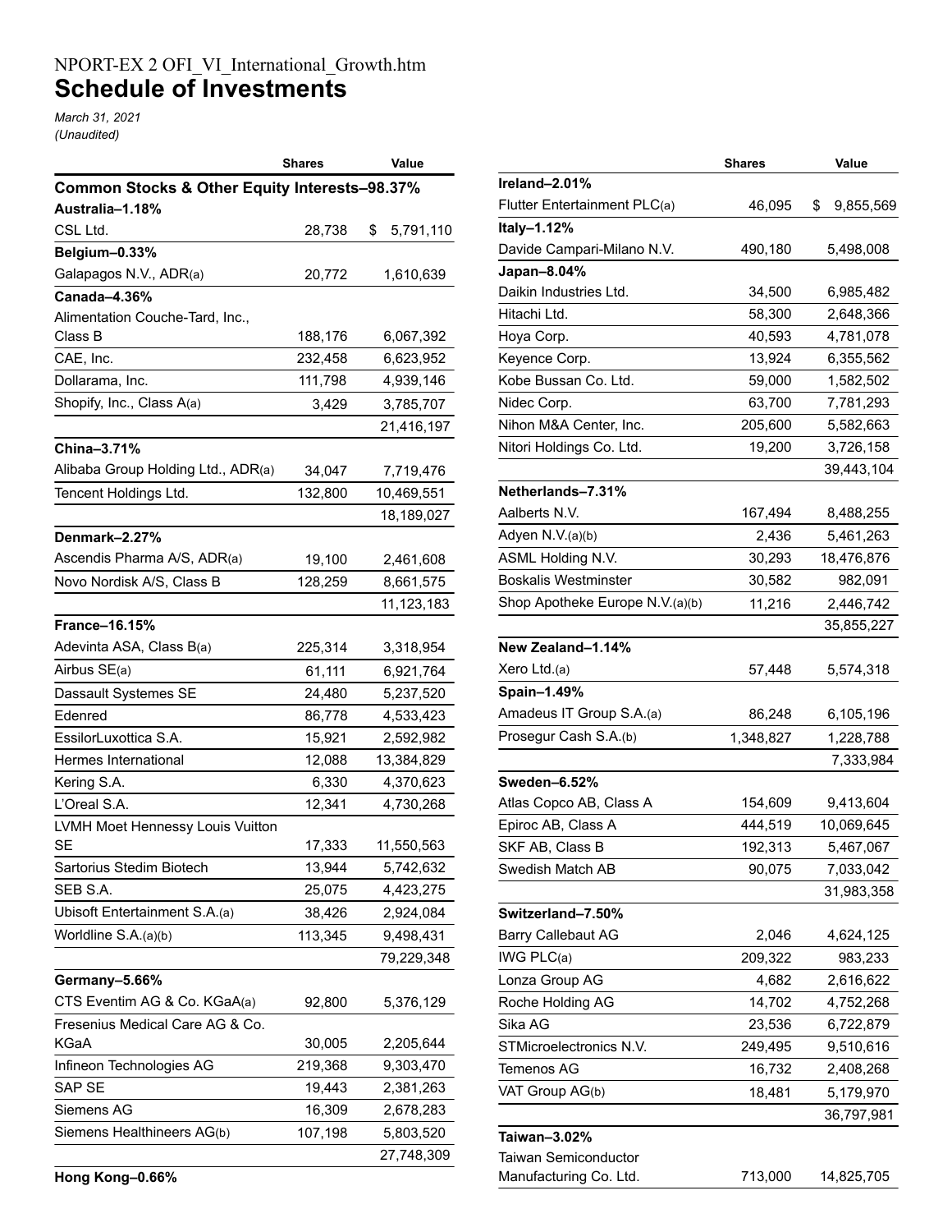NPORT-EX 2 OFI_VI_International_Growth.htm

# Schedule of Investments

*March 31, 2021*
*(Unaudited)*

| | Shares | Value |
|---|---|---|
| **Common Stocks & Other Equity Interests–98.37%** | | |
| **Australia–1.18%** | | |
| CSL Ltd. | 28,738 | $ 5,791,110 |
| **Belgium–0.33%** | | |
| Galapagos N.V., ADR(a) | 20,772 | 1,610,639 |
| **Canada–4.36%** | | |
| Alimentation Couche-Tard, Inc., Class B | 188,176 | 6,067,392 |
| CAE, Inc. | 232,458 | 6,623,952 |
| Dollarama, Inc. | 111,798 | 4,939,146 |
| Shopify, Inc., Class A(a) | 3,429 | 3,785,707 |
| | | 21,416,197 |
| **China–3.71%** | | |
| Alibaba Group Holding Ltd., ADR(a) | 34,047 | 7,719,476 |
| Tencent Holdings Ltd. | 132,800 | 10,469,551 |
| | | 18,189,027 |
| **Denmark–2.27%** | | |
| Ascendis Pharma A/S, ADR(a) | 19,100 | 2,461,608 |
| Novo Nordisk A/S, Class B | 128,259 | 8,661,575 |
| | | 11,123,183 |
| **France–16.15%** | | |
| Adevinta ASA, Class B(a) | 225,314 | 3,318,954 |
| Airbus SE(a) | 61,111 | 6,921,764 |
| Dassault Systemes SE | 24,480 | 5,237,520 |
| Edenred | 86,778 | 4,533,423 |
| EssilorLuxottica S.A. | 15,921 | 2,592,982 |
| Hermes International | 12,088 | 13,384,829 |
| Kering S.A. | 6,330 | 4,370,623 |
| L'Oreal S.A. | 12,341 | 4,730,268 |
| LVMH Moet Hennessy Louis Vuitton SE | 17,333 | 11,550,563 |
| Sartorius Stedim Biotech | 13,944 | 5,742,632 |
| SEB S.A. | 25,075 | 4,423,275 |
| Ubisoft Entertainment S.A.(a) | 38,426 | 2,924,084 |
| Worldline S.A.(a)(b) | 113,345 | 9,498,431 |
| | | 79,229,348 |
| **Germany–5.66%** | | |
| CTS Eventim AG & Co. KGaA(a) | 92,800 | 5,376,129 |
| Fresenius Medical Care AG & Co. KGaA | 30,005 | 2,205,644 |
| Infineon Technologies AG | 219,368 | 9,303,470 |
| SAP SE | 19,443 | 2,381,263 |
| Siemens AG | 16,309 | 2,678,283 |
| Siemens Healthineers AG(b) | 107,198 | 5,803,520 |
| | | 27,748,309 |
| **Hong Kong–0.66%** | | |

| | Shares | Value |
|---|---|---|
| **Ireland–2.01%** | | |
| Flutter Entertainment PLC(a) | 46,095 | $ 9,855,569 |
| **Italy–1.12%** | | |
| Davide Campari-Milano N.V. | 490,180 | 5,498,008 |
| **Japan–8.04%** | | |
| Daikin Industries Ltd. | 34,500 | 6,985,482 |
| Hitachi Ltd. | 58,300 | 2,648,366 |
| Hoya Corp. | 40,593 | 4,781,078 |
| Keyence Corp. | 13,924 | 6,355,562 |
| Kobe Bussan Co. Ltd. | 59,000 | 1,582,502 |
| Nidec Corp. | 63,700 | 7,781,293 |
| Nihon M&A Center, Inc. | 205,600 | 5,582,663 |
| Nitori Holdings Co. Ltd. | 19,200 | 3,726,158 |
| | | 39,443,104 |
| **Netherlands–7.31%** | | |
| Aalberts N.V. | 167,494 | 8,488,255 |
| Adyen N.V.(a)(b) | 2,436 | 5,461,263 |
| ASML Holding N.V. | 30,293 | 18,476,876 |
| Boskalis Westminster | 30,582 | 982,091 |
| Shop Apotheke Europe N.V.(a)(b) | 11,216 | 2,446,742 |
| | | 35,855,227 |
| **New Zealand–1.14%** | | |
| Xero Ltd.(a) | 57,448 | 5,574,318 |
| **Spain–1.49%** | | |
| Amadeus IT Group S.A.(a) | 86,248 | 6,105,196 |
| Prosegur Cash S.A.(b) | 1,348,827 | 1,228,788 |
| | | 7,333,984 |
| **Sweden–6.52%** | | |
| Atlas Copco AB, Class A | 154,609 | 9,413,604 |
| Epiroc AB, Class A | 444,519 | 10,069,645 |
| SKF AB, Class B | 192,313 | 5,467,067 |
| Swedish Match AB | 90,075 | 7,033,042 |
| | | 31,983,358 |
| **Switzerland–7.50%** | | |
| Barry Callebaut AG | 2,046 | 4,624,125 |
| IWG PLC(a) | 209,322 | 983,233 |
| Lonza Group AG | 4,682 | 2,616,622 |
| Roche Holding AG | 14,702 | 4,752,268 |
| Sika AG | 23,536 | 6,722,879 |
| STMicroelectronics N.V. | 249,495 | 9,510,616 |
| Temenos AG | 16,732 | 2,408,268 |
| VAT Group AG(b) | 18,481 | 5,179,970 |
| | | 36,797,981 |
| **Taiwan–3.02%** | | |
| Taiwan Semiconductor Manufacturing Co. Ltd. | 713,000 | 14,825,705 |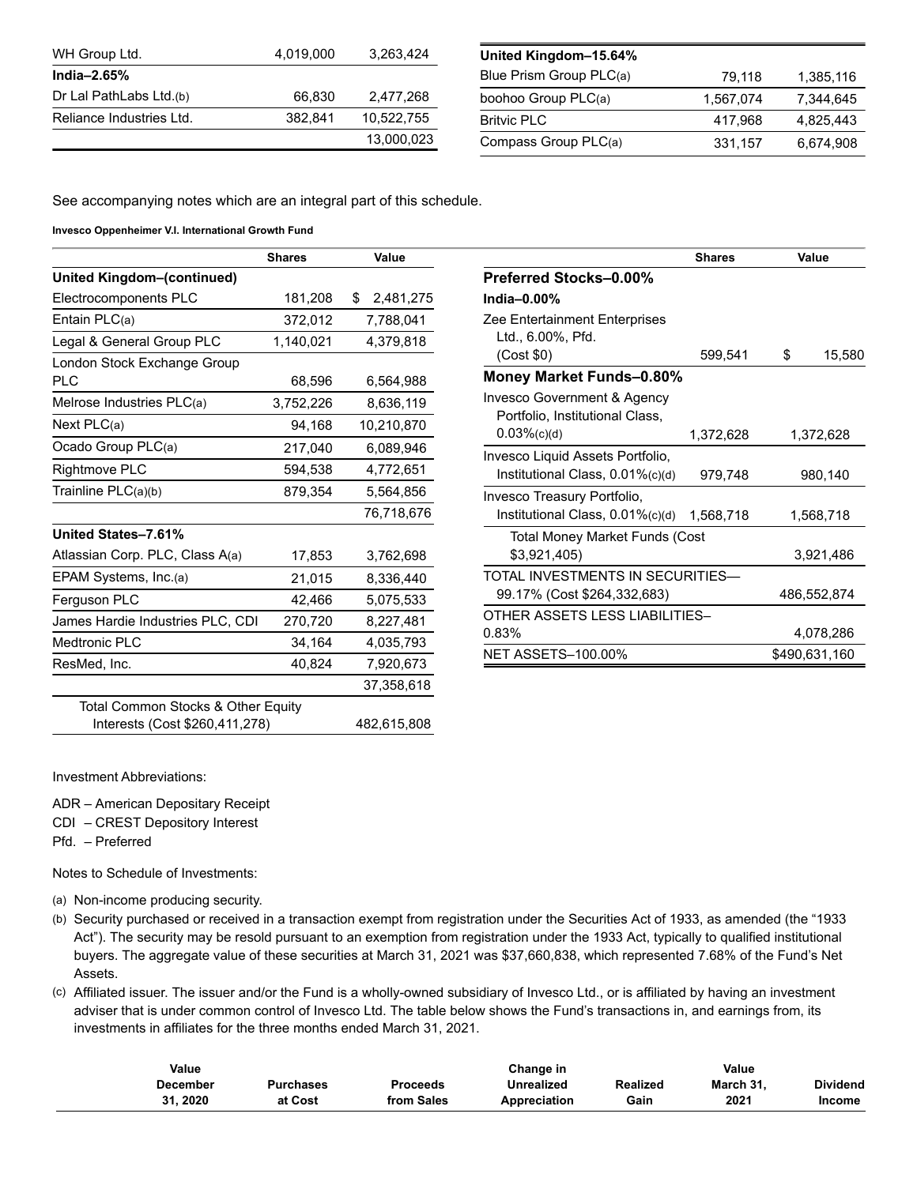| | | |
|---|---|---|
| WH Group Ltd. | 4,019,000 | 3,263,424 |
| **India–2.65%** | | |
| Dr Lal PathLabs Ltd.(b) | 66,830 | 2,477,268 |
| Reliance Industries Ltd. | 382,841 | 10,522,755 |
| | | 13,000,023 |

| | | |
|---|---|---|
| **United Kingdom–15.64%** | | |
| Blue Prism Group PLC(a) | 79,118 | 1,385,116 |
| boohoo Group PLC(a) | 1,567,074 | 7,344,645 |
| Britvic PLC | 417,968 | 4,825,443 |
| Compass Group PLC(a) | 331,157 | 6,674,908 |

See accompanying notes which are an integral part of this schedule.

**Invesco Oppenheimer V.I. International Growth Fund**

| | Shares | Value |
|---|---|---|
| **United Kingdom–(continued)** | | |
| Electrocomponents PLC | 181,208 | $ 2,481,275 |
| Entain PLC(a) | 372,012 | 7,788,041 |
| Legal & General Group PLC | 1,140,021 | 4,379,818 |
| London Stock Exchange Group PLC | 68,596 | 6,564,988 |
| Melrose Industries PLC(a) | 3,752,226 | 8,636,119 |
| Next PLC(a) | 94,168 | 10,210,870 |
| Ocado Group PLC(a) | 217,040 | 6,089,946 |
| Rightmove PLC | 594,538 | 4,772,651 |
| Trainline PLC(a)(b) | 879,354 | 5,564,856 |
| | | 76,718,676 |
| **United States–7.61%** | | |
| Atlassian Corp. PLC, Class A(a) | 17,853 | 3,762,698 |
| EPAM Systems, Inc.(a) | 21,015 | 8,336,440 |
| Ferguson PLC | 42,466 | 5,075,533 |
| James Hardie Industries PLC, CDI | 270,720 | 8,227,481 |
| Medtronic PLC | 34,164 | 4,035,793 |
| ResMed, Inc. | 40,824 | 7,920,673 |
| | | 37,358,618 |
| Total Common Stocks & Other Equity Interests (Cost $260,411,278) | | 482,615,808 |

| | Shares | Value |
|---|---|---|
| **Preferred Stocks–0.00%** | | |
| **India–0.00%** | | |
| Zee Entertainment Enterprises Ltd., 6.00%, Pfd. (Cost $0) | 599,541 | $ 15,580 |
| **Money Market Funds–0.80%** | | |
| Invesco Government & Agency Portfolio, Institutional Class, 0.03%(c)(d) | 1,372,628 | 1,372,628 |
| Invesco Liquid Assets Portfolio, Institutional Class, 0.01%(c)(d) | 979,748 | 980,140 |
| Invesco Treasury Portfolio, Institutional Class, 0.01%(c)(d) | 1,568,718 | 1,568,718 |
| Total Money Market Funds (Cost $3,921,405) | | 3,921,486 |
| TOTAL INVESTMENTS IN SECURITIES—99.17% (Cost $264,332,683) | | 486,552,874 |
| OTHER ASSETS LESS LIABILITIES–0.83% | | 4,078,286 |
| NET ASSETS–100.00% | | $490,631,160 |

Investment Abbreviations:

ADR – American Depositary Receipt
CDI – CREST Depository Interest
Pfd. – Preferred

Notes to Schedule of Investments:

(a) Non-income producing security.

(b) Security purchased or received in a transaction exempt from registration under the Securities Act of 1933, as amended (the "1933 Act"). The security may be resold pursuant to an exemption from registration under the 1933 Act, typically to qualified institutional buyers. The aggregate value of these securities at March 31, 2021 was $37,660,838, which represented 7.68% of the Fund's Net Assets.

(c) Affiliated issuer. The issuer and/or the Fund is a wholly-owned subsidiary of Invesco Ltd., or is affiliated by having an investment adviser that is under common control of Invesco Ltd. The table below shows the Fund's transactions in, and earnings from, its investments in affiliates for the three months ended March 31, 2021.

| | Value December 31, 2020 | Purchases at Cost | Proceeds from Sales | Change in Unrealized Appreciation | Realized Gain | Value March 31, 2021 | Dividend Income |
|---|---|---|---|---|---|---|---|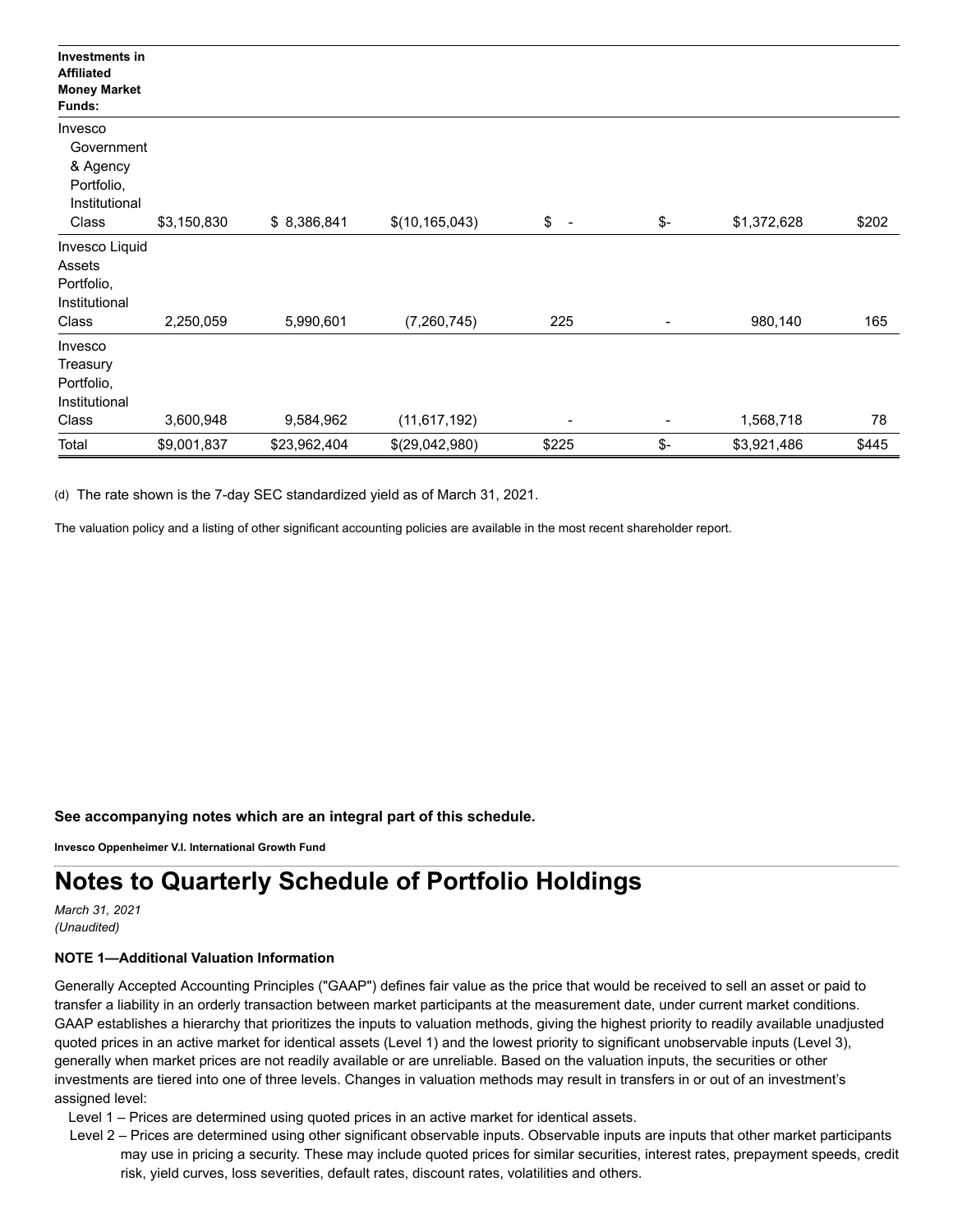| Investments in Affiliated Money Market Funds: | | | | | | | |
|---|---|---|---|---|---|---|---|
| Invesco Government & Agency Portfolio, Institutional Class | $3,150,830 | $ 8,386,841 | $(10,165,043) | $ - | $- | $1,372,628 | $202 |
| Invesco Liquid Assets Portfolio, Institutional Class | 2,250,059 | 5,990,601 | (7,260,745) | 225 | - | 980,140 | 165 |
| Invesco Treasury Portfolio, Institutional Class | 3,600,948 | 9,584,962 | (11,617,192) | - | - | 1,568,718 | 78 |
| Total | $9,001,837 | $23,962,404 | $(29,042,980) | $225 | $- | $3,921,486 | $445 |

(d) The rate shown is the 7-day SEC standardized yield as of March 31, 2021.

The valuation policy and a listing of other significant accounting policies are available in the most recent shareholder report.

**See accompanying notes which are an integral part of this schedule.**

**Invesco Oppenheimer V.I. International Growth Fund**

# Notes to Quarterly Schedule of Portfolio Holdings

*March 31, 2021*
*(Unaudited)*

**NOTE 1—Additional Valuation Information**

Generally Accepted Accounting Principles ("GAAP") defines fair value as the price that would be received to sell an asset or paid to transfer a liability in an orderly transaction between market participants at the measurement date, under current market conditions. GAAP establishes a hierarchy that prioritizes the inputs to valuation methods, giving the highest priority to readily available unadjusted quoted prices in an active market for identical assets (Level 1) and the lowest priority to significant unobservable inputs (Level 3), generally when market prices are not readily available or are unreliable. Based on the valuation inputs, the securities or other investments are tiered into one of three levels. Changes in valuation methods may result in transfers in or out of an investment's assigned level:

Level 1 – Prices are determined using quoted prices in an active market for identical assets.

Level 2 – Prices are determined using other significant observable inputs. Observable inputs are inputs that other market participants may use in pricing a security. These may include quoted prices for similar securities, interest rates, prepayment speeds, credit risk, yield curves, loss severities, default rates, discount rates, volatilities and others.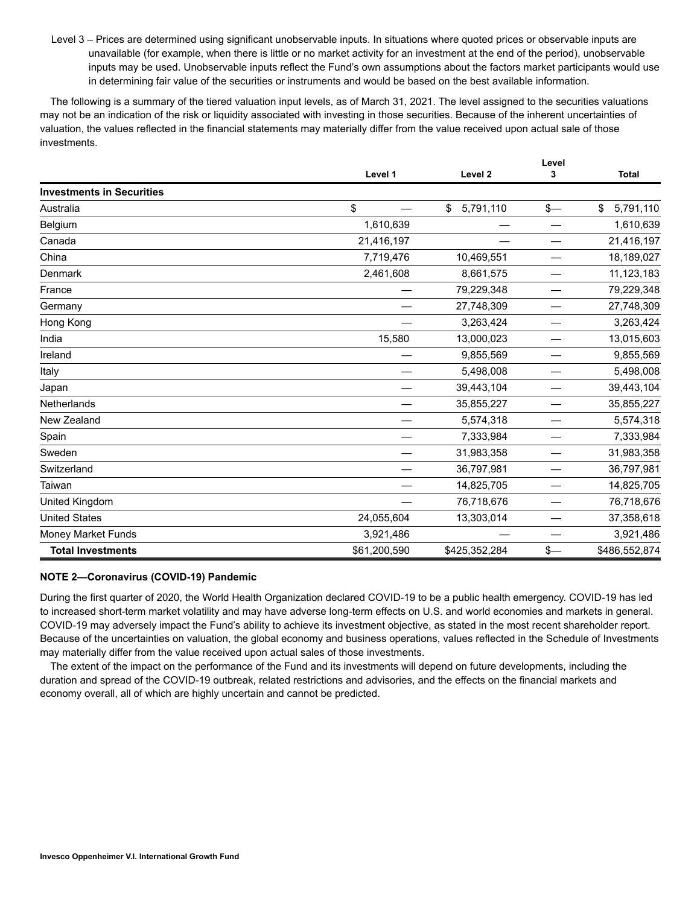Level 3 – Prices are determined using significant unobservable inputs. In situations where quoted prices or observable inputs are unavailable (for example, when there is little or no market activity for an investment at the end of the period), unobservable inputs may be used. Unobservable inputs reflect the Fund's own assumptions about the factors market participants would use in determining fair value of the securities or instruments and would be based on the best available information.

The following is a summary of the tiered valuation input levels, as of March 31, 2021. The level assigned to the securities valuations may not be an indication of the risk or liquidity associated with investing in those securities. Because of the inherent uncertainties of valuation, the values reflected in the financial statements may materially differ from the value received upon actual sale of those investments.

| | Level 1 | Level 2 | Level 3 | Total |
|---|---|---|---|---|
| **Investments in Securities** | | | | |
| Australia | $ — | $ 5,791,110 | $— | $ 5,791,110 |
| Belgium | 1,610,639 | — | — | 1,610,639 |
| Canada | 21,416,197 | — | — | 21,416,197 |
| China | 7,719,476 | 10,469,551 | — | 18,189,027 |
| Denmark | 2,461,608 | 8,661,575 | — | 11,123,183 |
| France | — | 79,229,348 | — | 79,229,348 |
| Germany | — | 27,748,309 | — | 27,748,309 |
| Hong Kong | — | 3,263,424 | — | 3,263,424 |
| India | 15,580 | 13,000,023 | — | 13,015,603 |
| Ireland | — | 9,855,569 | — | 9,855,569 |
| Italy | — | 5,498,008 | — | 5,498,008 |
| Japan | — | 39,443,104 | — | 39,443,104 |
| Netherlands | — | 35,855,227 | — | 35,855,227 |
| New Zealand | — | 5,574,318 | — | 5,574,318 |
| Spain | — | 7,333,984 | — | 7,333,984 |
| Sweden | — | 31,983,358 | — | 31,983,358 |
| Switzerland | — | 36,797,981 | — | 36,797,981 |
| Taiwan | — | 14,825,705 | — | 14,825,705 |
| United Kingdom | — | 76,718,676 | — | 76,718,676 |
| United States | 24,055,604 | 13,303,014 | — | 37,358,618 |
| Money Market Funds | 3,921,486 | — | — | 3,921,486 |
| **Total Investments** | $61,200,590 | $425,352,284 | $— | $486,552,874 |

**NOTE 2—Coronavirus (COVID-19) Pandemic**

During the first quarter of 2020, the World Health Organization declared COVID-19 to be a public health emergency. COVID-19 has led to increased short-term market volatility and may have adverse long-term effects on U.S. and world economies and markets in general. COVID-19 may adversely impact the Fund's ability to achieve its investment objective, as stated in the most recent shareholder report. Because of the uncertainties on valuation, the global economy and business operations, values reflected in the Schedule of Investments may materially differ from the value received upon actual sales of those investments.

The extent of the impact on the performance of the Fund and its investments will depend on future developments, including the duration and spread of the COVID-19 outbreak, related restrictions and advisories, and the effects on the financial markets and economy overall, all of which are highly uncertain and cannot be predicted.